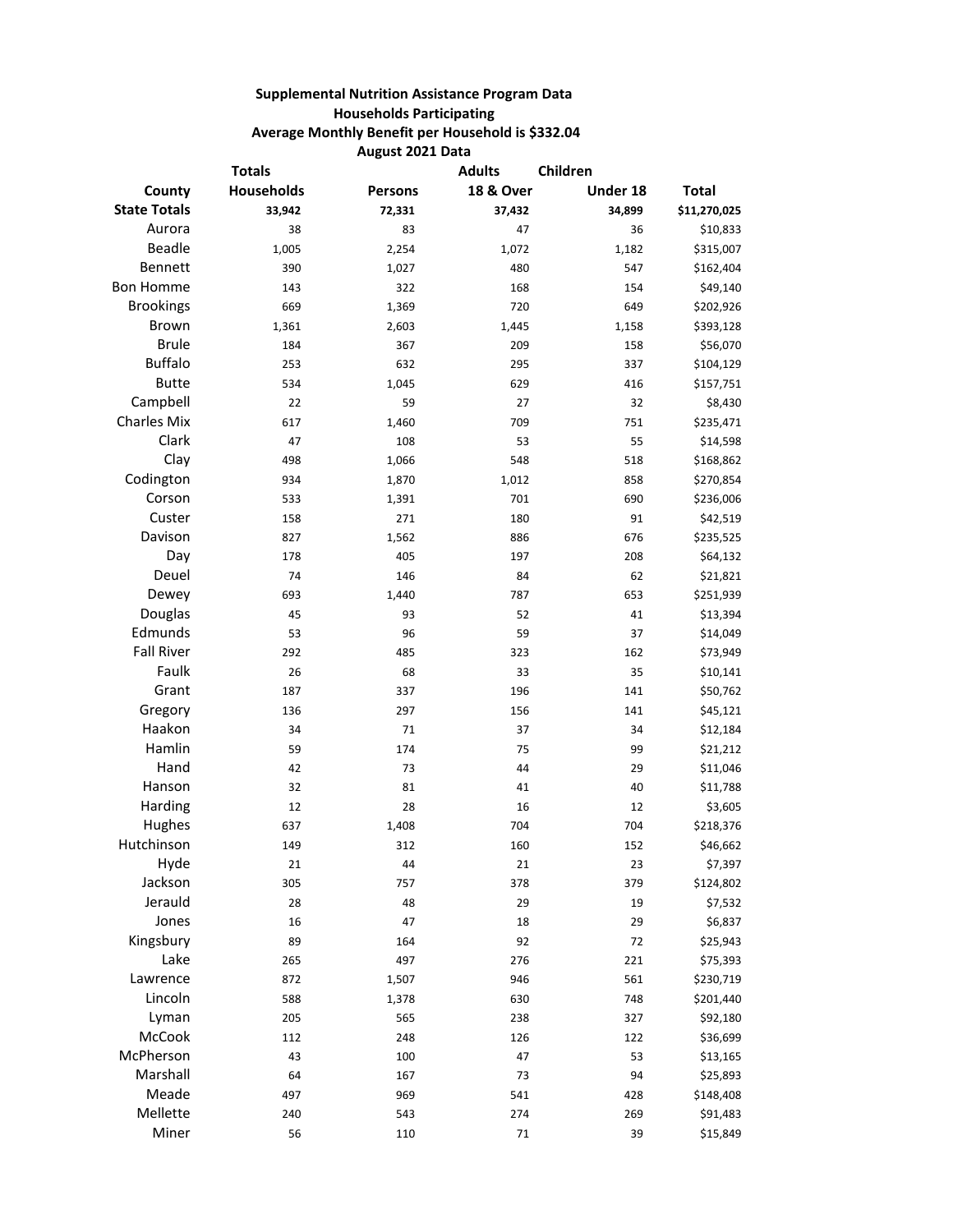**Supplemental Nutrition Assistance Program Data**
**Households Participating**
**Average Monthly Benefit per Household is $332.04**
**August 2021 Data**

| County | Totals Households | Persons | Adults 18 & Over | Children Under 18 | Total |
|---|---|---|---|---|---|
| **State Totals** | **33,942** | **72,331** | **37,432** | **34,899** | **$11,270,025** |
| Aurora | 38 | 83 | 47 | 36 | $10,833 |
| Beadle | 1,005 | 2,254 | 1,072 | 1,182 | $315,007 |
| Bennett | 390 | 1,027 | 480 | 547 | $162,404 |
| Bon Homme | 143 | 322 | 168 | 154 | $49,140 |
| Brookings | 669 | 1,369 | 720 | 649 | $202,926 |
| Brown | 1,361 | 2,603 | 1,445 | 1,158 | $393,128 |
| Brule | 184 | 367 | 209 | 158 | $56,070 |
| Buffalo | 253 | 632 | 295 | 337 | $104,129 |
| Butte | 534 | 1,045 | 629 | 416 | $157,751 |
| Campbell | 22 | 59 | 27 | 32 | $8,430 |
| Charles Mix | 617 | 1,460 | 709 | 751 | $235,471 |
| Clark | 47 | 108 | 53 | 55 | $14,598 |
| Clay | 498 | 1,066 | 548 | 518 | $168,862 |
| Codington | 934 | 1,870 | 1,012 | 858 | $270,854 |
| Corson | 533 | 1,391 | 701 | 690 | $236,006 |
| Custer | 158 | 271 | 180 | 91 | $42,519 |
| Davison | 827 | 1,562 | 886 | 676 | $235,525 |
| Day | 178 | 405 | 197 | 208 | $64,132 |
| Deuel | 74 | 146 | 84 | 62 | $21,821 |
| Dewey | 693 | 1,440 | 787 | 653 | $251,939 |
| Douglas | 45 | 93 | 52 | 41 | $13,394 |
| Edmunds | 53 | 96 | 59 | 37 | $14,049 |
| Fall River | 292 | 485 | 323 | 162 | $73,949 |
| Faulk | 26 | 68 | 33 | 35 | $10,141 |
| Grant | 187 | 337 | 196 | 141 | $50,762 |
| Gregory | 136 | 297 | 156 | 141 | $45,121 |
| Haakon | 34 | 71 | 37 | 34 | $12,184 |
| Hamlin | 59 | 174 | 75 | 99 | $21,212 |
| Hand | 42 | 73 | 44 | 29 | $11,046 |
| Hanson | 32 | 81 | 41 | 40 | $11,788 |
| Harding | 12 | 28 | 16 | 12 | $3,605 |
| Hughes | 637 | 1,408 | 704 | 704 | $218,376 |
| Hutchinson | 149 | 312 | 160 | 152 | $46,662 |
| Hyde | 21 | 44 | 21 | 23 | $7,397 |
| Jackson | 305 | 757 | 378 | 379 | $124,802 |
| Jerauld | 28 | 48 | 29 | 19 | $7,532 |
| Jones | 16 | 47 | 18 | 29 | $6,837 |
| Kingsbury | 89 | 164 | 92 | 72 | $25,943 |
| Lake | 265 | 497 | 276 | 221 | $75,393 |
| Lawrence | 872 | 1,507 | 946 | 561 | $230,719 |
| Lincoln | 588 | 1,378 | 630 | 748 | $201,440 |
| Lyman | 205 | 565 | 238 | 327 | $92,180 |
| McCook | 112 | 248 | 126 | 122 | $36,699 |
| McPherson | 43 | 100 | 47 | 53 | $13,165 |
| Marshall | 64 | 167 | 73 | 94 | $25,893 |
| Meade | 497 | 969 | 541 | 428 | $148,408 |
| Mellette | 240 | 543 | 274 | 269 | $91,483 |
| Miner | 56 | 110 | 71 | 39 | $15,849 |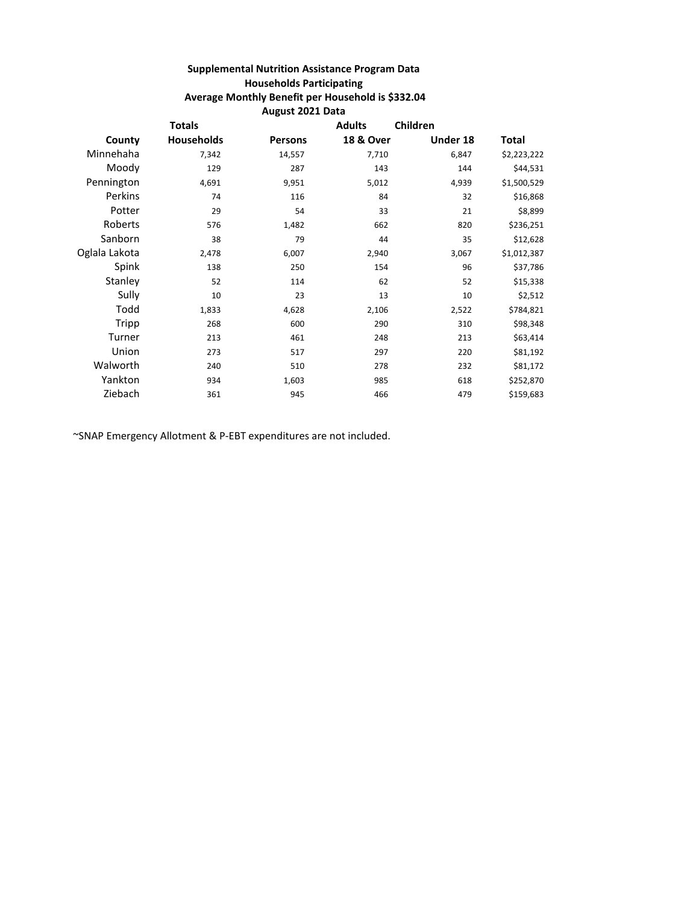**Supplemental Nutrition Assistance Program Data**
**Households Participating**
**Average Monthly Benefit per Household is $332.04**
**August 2021 Data**

| County | Totals Households | Persons | Adults 18 & Over | Children Under 18 | Total |
|---|---|---|---|---|---|
| Minnehaha | 7,342 | 14,557 | 7,710 | 6,847 | $2,223,222 |
| Moody | 129 | 287 | 143 | 144 | $44,531 |
| Pennington | 4,691 | 9,951 | 5,012 | 4,939 | $1,500,529 |
| Perkins | 74 | 116 | 84 | 32 | $16,868 |
| Potter | 29 | 54 | 33 | 21 | $8,899 |
| Roberts | 576 | 1,482 | 662 | 820 | $236,251 |
| Sanborn | 38 | 79 | 44 | 35 | $12,628 |
| Oglala Lakota | 2,478 | 6,007 | 2,940 | 3,067 | $1,012,387 |
| Spink | 138 | 250 | 154 | 96 | $37,786 |
| Stanley | 52 | 114 | 62 | 52 | $15,338 |
| Sully | 10 | 23 | 13 | 10 | $2,512 |
| Todd | 1,833 | 4,628 | 2,106 | 2,522 | $784,821 |
| Tripp | 268 | 600 | 290 | 310 | $98,348 |
| Turner | 213 | 461 | 248 | 213 | $63,414 |
| Union | 273 | 517 | 297 | 220 | $81,192 |
| Walworth | 240 | 510 | 278 | 232 | $81,172 |
| Yankton | 934 | 1,603 | 985 | 618 | $252,870 |
| Ziebach | 361 | 945 | 466 | 479 | $159,683 |

~SNAP Emergency Allotment & P-EBT expenditures are not included.